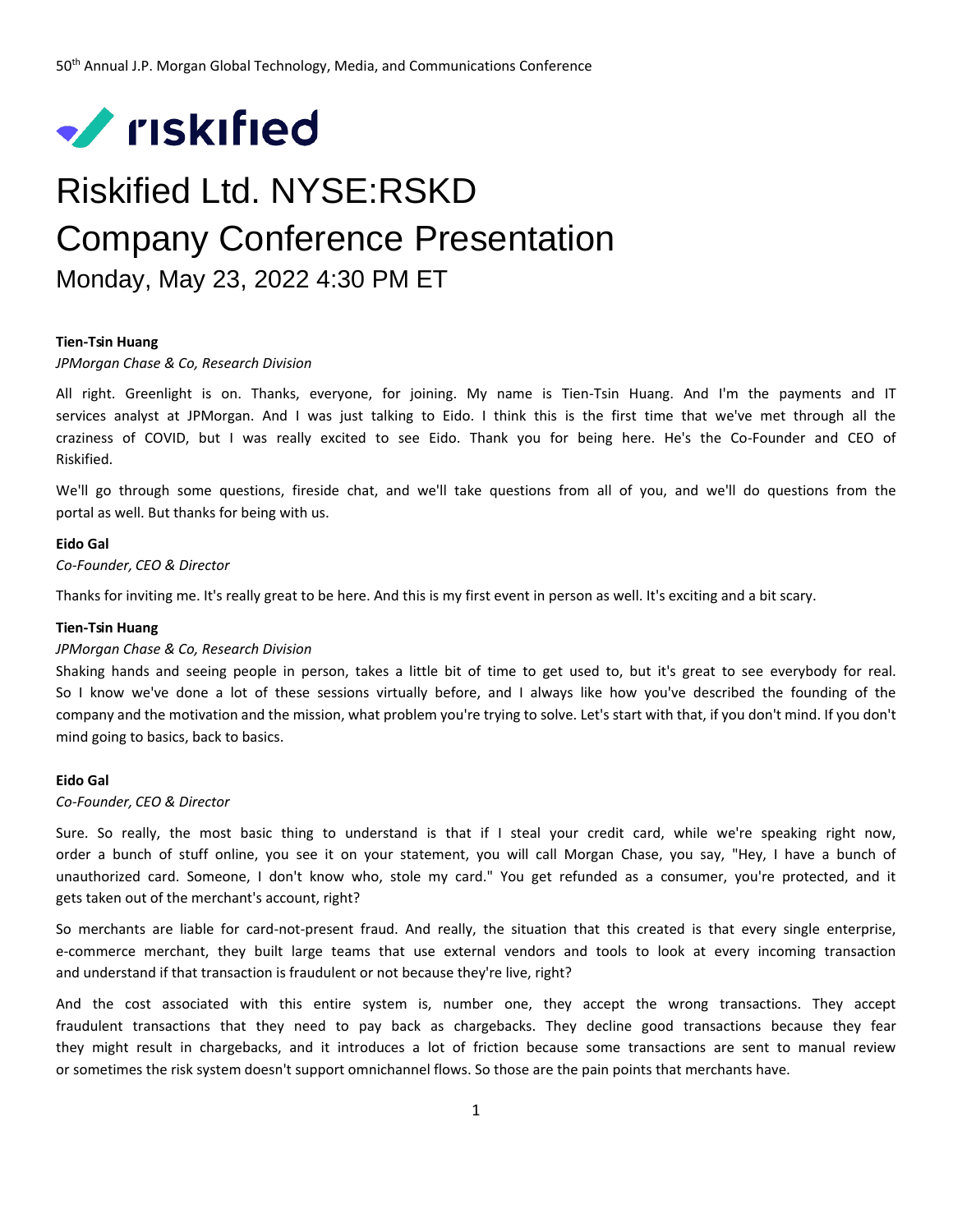50th Annual J.P. Morgan Global Technology, Media, and Communications Conference

riskified

# Riskified Ltd. NYSE:RSKD
# Company Conference Presentation
## Monday, May 23, 2022 4:30 PM ET

**Tien-Tsin Huang**
*JPMorgan Chase & Co, Research Division*

All right. Greenlight is on. Thanks, everyone, for joining. My name is Tien-Tsin Huang. And I'm the payments and IT services analyst at JPMorgan. And I was just talking to Eido. I think this is the first time that we've met through all the craziness of COVID, but I was really excited to see Eido. Thank you for being here. He's the Co-Founder and CEO of Riskified.

We'll go through some questions, fireside chat, and we'll take questions from all of you, and we'll do questions from the portal as well. But thanks for being with us.

**Eido Gal**
*Co-Founder, CEO & Director*

Thanks for inviting me. It's really great to be here. And this is my first event in person as well. It's exciting and a bit scary.

**Tien-Tsin Huang**
*JPMorgan Chase & Co, Research Division*

Shaking hands and seeing people in person, takes a little bit of time to get used to, but it's great to see everybody for real. So I know we've done a lot of these sessions virtually before, and I always like how you've described the founding of the company and the motivation and the mission, what problem you're trying to solve. Let's start with that, if you don't mind. If you don't mind going to basics, back to basics.

**Eido Gal**
*Co-Founder, CEO & Director*

Sure. So really, the most basic thing to understand is that if I steal your credit card, while we're speaking right now, order a bunch of stuff online, you see it on your statement, you will call Morgan Chase, you say, "Hey, I have a bunch of unauthorized card. Someone, I don't know who, stole my card." You get refunded as a consumer, you're protected, and it gets taken out of the merchant's account, right?

So merchants are liable for card-not-present fraud. And really, the situation that this created is that every single enterprise, e-commerce merchant, they built large teams that use external vendors and tools to look at every incoming transaction and understand if that transaction is fraudulent or not because they're live, right?

And the cost associated with this entire system is, number one, they accept the wrong transactions. They accept fraudulent transactions that they need to pay back as chargebacks. They decline good transactions because they fear they might result in chargebacks, and it introduces a lot of friction because some transactions are sent to manual review or sometimes the risk system doesn't support omnichannel flows. So those are the pain points that merchants have.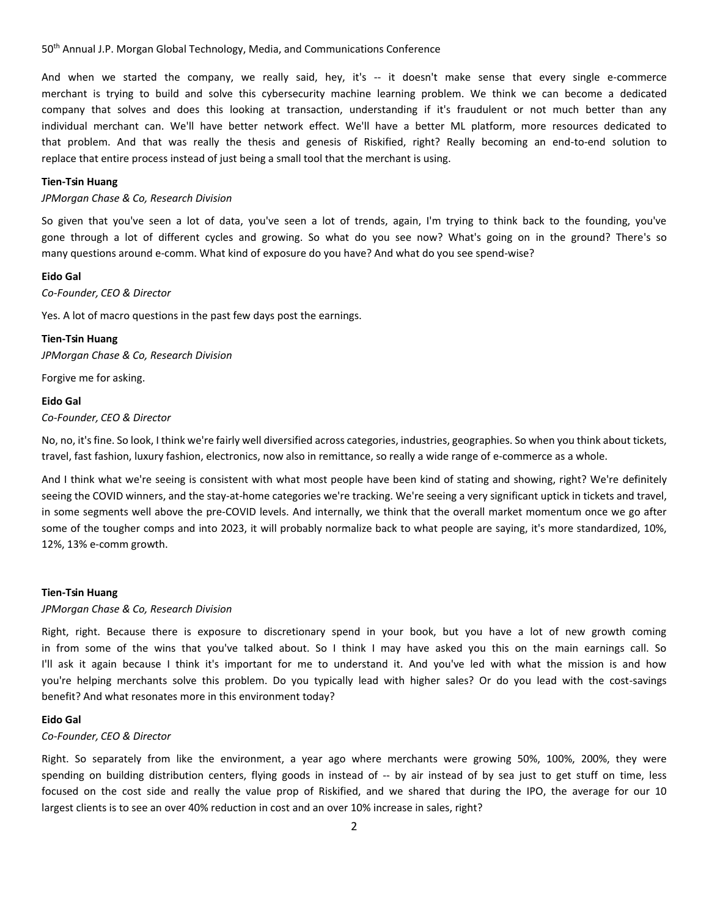And when we started the company, we really said, hey, it's -- it doesn't make sense that every single e-commerce merchant is trying to build and solve this cybersecurity machine learning problem. We think we can become a dedicated company that solves and does this looking at transaction, understanding if it's fraudulent or not much better than any individual merchant can. We'll have better network effect. We'll have a better ML platform, more resources dedicated to that problem. And that was really the thesis and genesis of Riskified, right? Really becoming an end-to-end solution to replace that entire process instead of just being a small tool that the merchant is using.

**Tien-Tsin Huang**

*JPMorgan Chase & Co, Research Division*

So given that you've seen a lot of data, you've seen a lot of trends, again, I'm trying to think back to the founding, you've gone through a lot of different cycles and growing. So what do you see now? What's going on in the ground? There's so many questions around e-comm. What kind of exposure do you have? And what do you see spend-wise?

**Eido Gal**

*Co-Founder, CEO & Director*

Yes. A lot of macro questions in the past few days post the earnings.

**Tien-Tsin Huang**

*JPMorgan Chase & Co, Research Division*

Forgive me for asking.

**Eido Gal**

*Co-Founder, CEO & Director*

No, no, it's fine. So look, I think we're fairly well diversified across categories, industries, geographies. So when you think about tickets, travel, fast fashion, luxury fashion, electronics, now also in remittance, so really a wide range of e-commerce as a whole.

And I think what we're seeing is consistent with what most people have been kind of stating and showing, right? We're definitely seeing the COVID winners, and the stay-at-home categories we're tracking. We're seeing a very significant uptick in tickets and travel, in some segments well above the pre-COVID levels. And internally, we think that the overall market momentum once we go after some of the tougher comps and into 2023, it will probably normalize back to what people are saying, it's more standardized, 10%, 12%, 13% e-comm growth.

**Tien-Tsin Huang**

*JPMorgan Chase & Co, Research Division*

Right, right. Because there is exposure to discretionary spend in your book, but you have a lot of new growth coming in from some of the wins that you've talked about. So I think I may have asked you this on the main earnings call. So I'll ask it again because I think it's important for me to understand it. And you've led with what the mission is and how you're helping merchants solve this problem. Do you typically lead with higher sales? Or do you lead with the cost-savings benefit? And what resonates more in this environment today?

**Eido Gal**

*Co-Founder, CEO & Director*

Right. So separately from like the environment, a year ago where merchants were growing 50%, 100%, 200%, they were spending on building distribution centers, flying goods in instead of -- by air instead of by sea just to get stuff on time, less focused on the cost side and really the value prop of Riskified, and we shared that during the IPO, the average for our 10 largest clients is to see an over 40% reduction in cost and an over 10% increase in sales, right?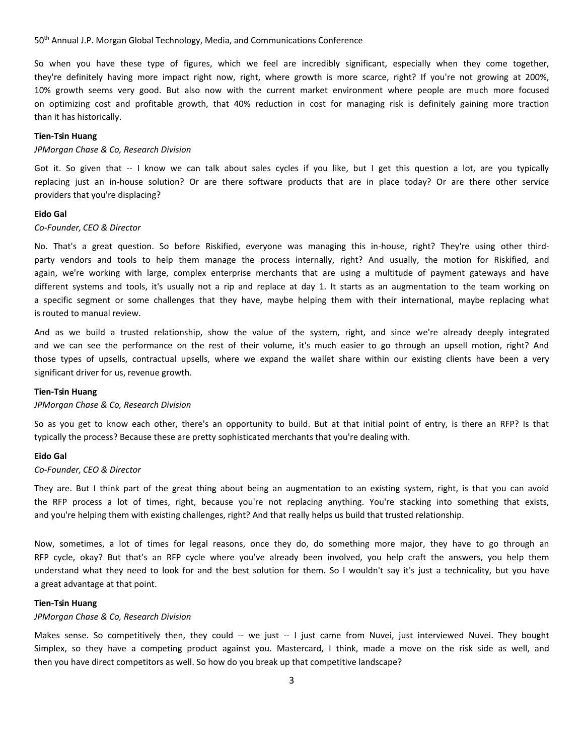So when you have these type of figures, which we feel are incredibly significant, especially when they come together, they're definitely having more impact right now, right, where growth is more scarce, right? If you're not growing at 200%, 10% growth seems very good. But also now with the current market environment where people are much more focused on optimizing cost and profitable growth, that 40% reduction in cost for managing risk is definitely gaining more traction than it has historically.

**Tien-Tsin Huang**

*JPMorgan Chase & Co, Research Division*

Got it. So given that -- I know we can talk about sales cycles if you like, but I get this question a lot, are you typically replacing just an in-house solution? Or are there software products that are in place today? Or are there other service providers that you're displacing?

**Eido Gal**

*Co-Founder, CEO & Director*

No. That's a great question. So before Riskified, everyone was managing this in-house, right? They're using other third-party vendors and tools to help them manage the process internally, right? And usually, the motion for Riskified, and again, we're working with large, complex enterprise merchants that are using a multitude of payment gateways and have different systems and tools, it's usually not a rip and replace at day 1. It starts as an augmentation to the team working on a specific segment or some challenges that they have, maybe helping them with their international, maybe replacing what is routed to manual review.

And as we build a trusted relationship, show the value of the system, right, and since we're already deeply integrated and we can see the performance on the rest of their volume, it's much easier to go through an upsell motion, right? And those types of upsells, contractual upsells, where we expand the wallet share within our existing clients have been a very significant driver for us, revenue growth.

**Tien-Tsin Huang**

*JPMorgan Chase & Co, Research Division*

So as you get to know each other, there's an opportunity to build. But at that initial point of entry, is there an RFP? Is that typically the process? Because these are pretty sophisticated merchants that you're dealing with.

**Eido Gal**

*Co-Founder, CEO & Director*

They are. But I think part of the great thing about being an augmentation to an existing system, right, is that you can avoid the RFP process a lot of times, right, because you're not replacing anything. You're stacking into something that exists, and you're helping them with existing challenges, right? And that really helps us build that trusted relationship.

Now, sometimes, a lot of times for legal reasons, once they do, do something more major, they have to go through an RFP cycle, okay? But that's an RFP cycle where you've already been involved, you help craft the answers, you help them understand what they need to look for and the best solution for them. So I wouldn't say it's just a technicality, but you have a great advantage at that point.

**Tien-Tsin Huang**

*JPMorgan Chase & Co, Research Division*

Makes sense. So competitively then, they could -- we just -- I just came from Nuvei, just interviewed Nuvei. They bought Simplex, so they have a competing product against you. Mastercard, I think, made a move on the risk side as well, and then you have direct competitors as well. So how do you break up that competitive landscape?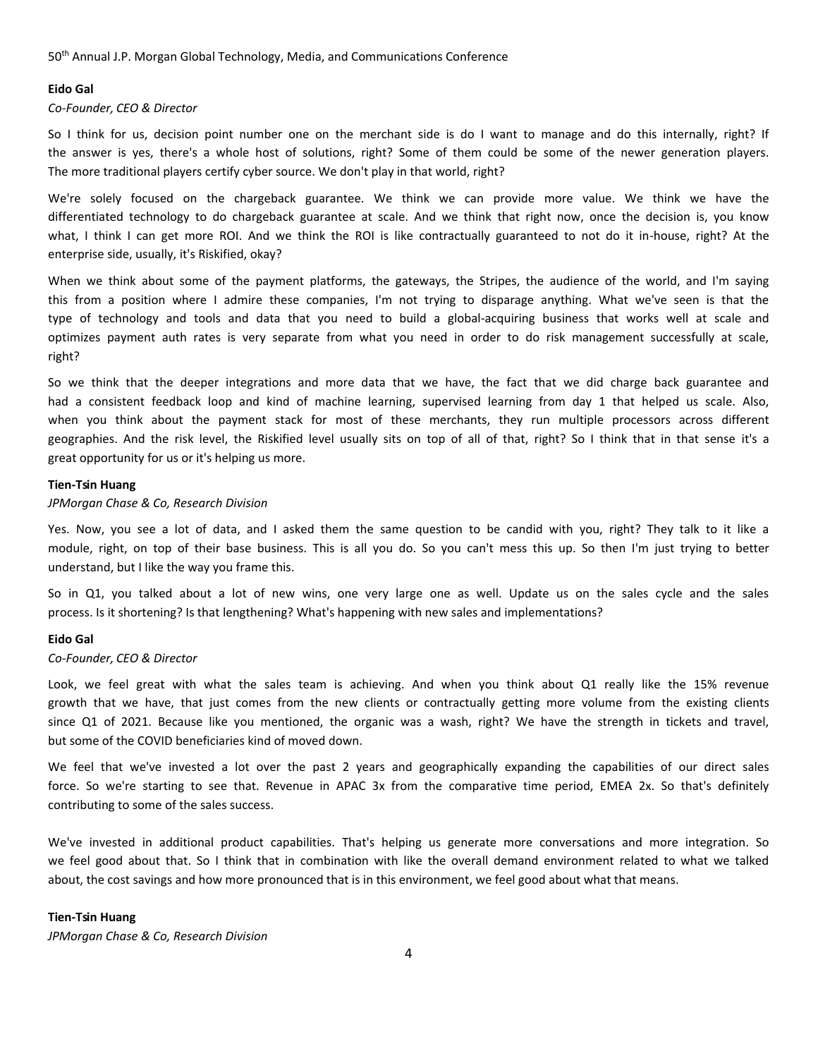**Eido Gal**

*Co-Founder, CEO & Director*

So I think for us, decision point number one on the merchant side is do I want to manage and do this internally, right? If the answer is yes, there's a whole host of solutions, right? Some of them could be some of the newer generation players. The more traditional players certify cyber source. We don't play in that world, right?

We're solely focused on the chargeback guarantee. We think we can provide more value. We think we have the differentiated technology to do chargeback guarantee at scale. And we think that right now, once the decision is, you know what, I think I can get more ROI. And we think the ROI is like contractually guaranteed to not do it in-house, right? At the enterprise side, usually, it's Riskified, okay?

When we think about some of the payment platforms, the gateways, the Stripes, the audience of the world, and I'm saying this from a position where I admire these companies, I'm not trying to disparage anything. What we've seen is that the type of technology and tools and data that you need to build a global-acquiring business that works well at scale and optimizes payment auth rates is very separate from what you need in order to do risk management successfully at scale, right?

So we think that the deeper integrations and more data that we have, the fact that we did charge back guarantee and had a consistent feedback loop and kind of machine learning, supervised learning from day 1 that helped us scale. Also, when you think about the payment stack for most of these merchants, they run multiple processors across different geographies. And the risk level, the Riskified level usually sits on top of all of that, right? So I think that in that sense it's a great opportunity for us or it's helping us more.

**Tien-Tsin Huang**

*JPMorgan Chase & Co, Research Division*

Yes. Now, you see a lot of data, and I asked them the same question to be candid with you, right? They talk to it like a module, right, on top of their base business. This is all you do. So you can't mess this up. So then I'm just trying to better understand, but I like the way you frame this.

So in Q1, you talked about a lot of new wins, one very large one as well. Update us on the sales cycle and the sales process. Is it shortening? Is that lengthening? What's happening with new sales and implementations?

**Eido Gal**

*Co-Founder, CEO & Director*

Look, we feel great with what the sales team is achieving. And when you think about Q1 really like the 15% revenue growth that we have, that just comes from the new clients or contractually getting more volume from the existing clients since Q1 of 2021. Because like you mentioned, the organic was a wash, right? We have the strength in tickets and travel, but some of the COVID beneficiaries kind of moved down.

We feel that we've invested a lot over the past 2 years and geographically expanding the capabilities of our direct sales force. So we're starting to see that. Revenue in APAC 3x from the comparative time period, EMEA 2x. So that's definitely contributing to some of the sales success.

We've invested in additional product capabilities. That's helping us generate more conversations and more integration. So we feel good about that. So I think that in combination with like the overall demand environment related to what we talked about, the cost savings and how more pronounced that is in this environment, we feel good about what that means.

**Tien-Tsin Huang**

*JPMorgan Chase & Co, Research Division*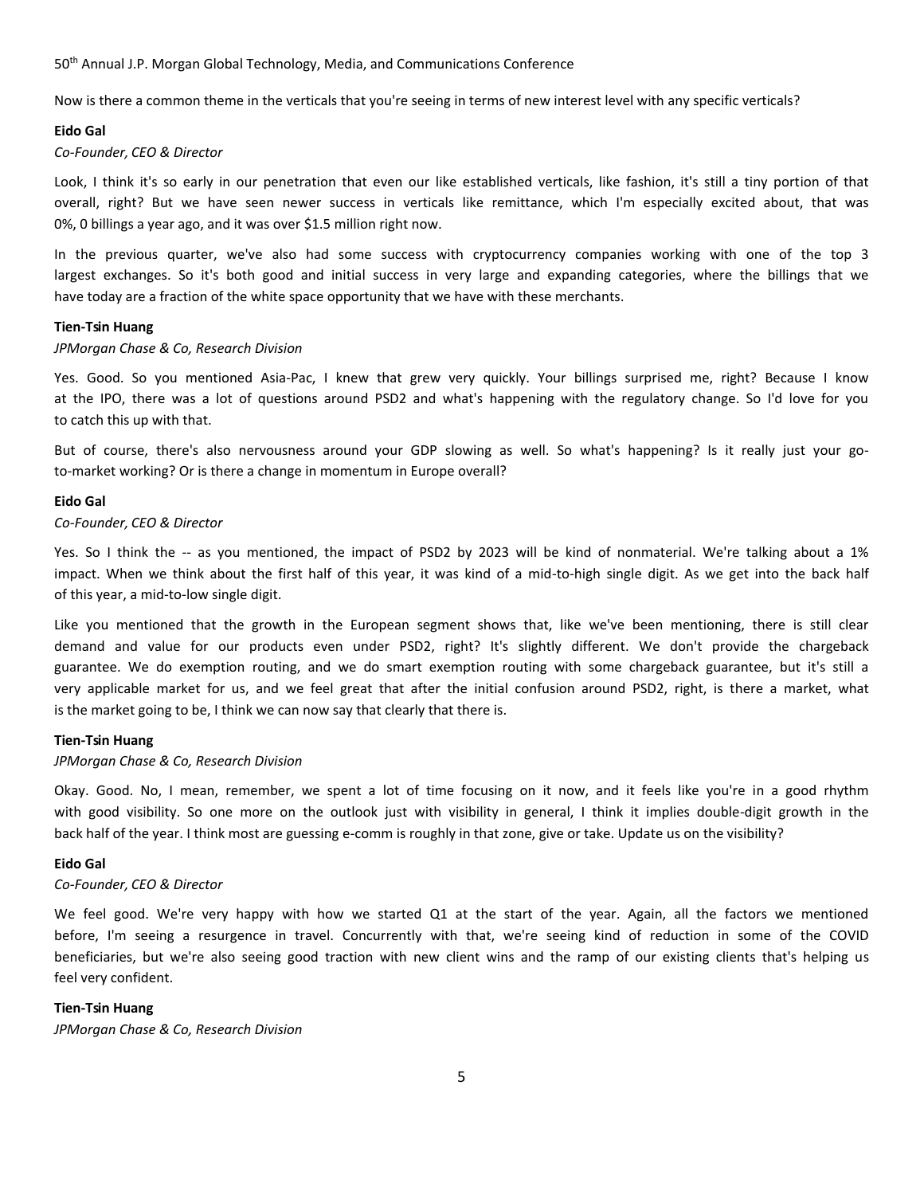Now is there a common theme in the verticals that you're seeing in terms of new interest level with any specific verticals?

**Eido Gal**

*Co-Founder, CEO & Director*

Look, I think it's so early in our penetration that even our like established verticals, like fashion, it's still a tiny portion of that overall, right? But we have seen newer success in verticals like remittance, which I'm especially excited about, that was 0%, 0 billings a year ago, and it was over $1.5 million right now.

In the previous quarter, we've also had some success with cryptocurrency companies working with one of the top 3 largest exchanges. So it's both good and initial success in very large and expanding categories, where the billings that we have today are a fraction of the white space opportunity that we have with these merchants.

**Tien-Tsin Huang**

*JPMorgan Chase & Co, Research Division*

Yes. Good. So you mentioned Asia-Pac, I knew that grew very quickly. Your billings surprised me, right? Because I know at the IPO, there was a lot of questions around PSD2 and what's happening with the regulatory change. So I'd love for you to catch this up with that.

But of course, there's also nervousness around your GDP slowing as well. So what's happening? Is it really just your go-to-market working? Or is there a change in momentum in Europe overall?

**Eido Gal**

*Co-Founder, CEO & Director*

Yes. So I think the -- as you mentioned, the impact of PSD2 by 2023 will be kind of nonmaterial. We're talking about a 1% impact. When we think about the first half of this year, it was kind of a mid-to-high single digit. As we get into the back half of this year, a mid-to-low single digit.

Like you mentioned that the growth in the European segment shows that, like we've been mentioning, there is still clear demand and value for our products even under PSD2, right? It's slightly different. We don't provide the chargeback guarantee. We do exemption routing, and we do smart exemption routing with some chargeback guarantee, but it's still a very applicable market for us, and we feel great that after the initial confusion around PSD2, right, is there a market, what is the market going to be, I think we can now say that clearly that there is.

**Tien-Tsin Huang**

*JPMorgan Chase & Co, Research Division*

Okay. Good. No, I mean, remember, we spent a lot of time focusing on it now, and it feels like you're in a good rhythm with good visibility. So one more on the outlook just with visibility in general, I think it implies double-digit growth in the back half of the year. I think most are guessing e-comm is roughly in that zone, give or take. Update us on the visibility?

**Eido Gal**

*Co-Founder, CEO & Director*

We feel good. We're very happy with how we started Q1 at the start of the year. Again, all the factors we mentioned before, I'm seeing a resurgence in travel. Concurrently with that, we're seeing kind of reduction in some of the COVID beneficiaries, but we're also seeing good traction with new client wins and the ramp of our existing clients that's helping us feel very confident.

**Tien-Tsin Huang**

*JPMorgan Chase & Co, Research Division*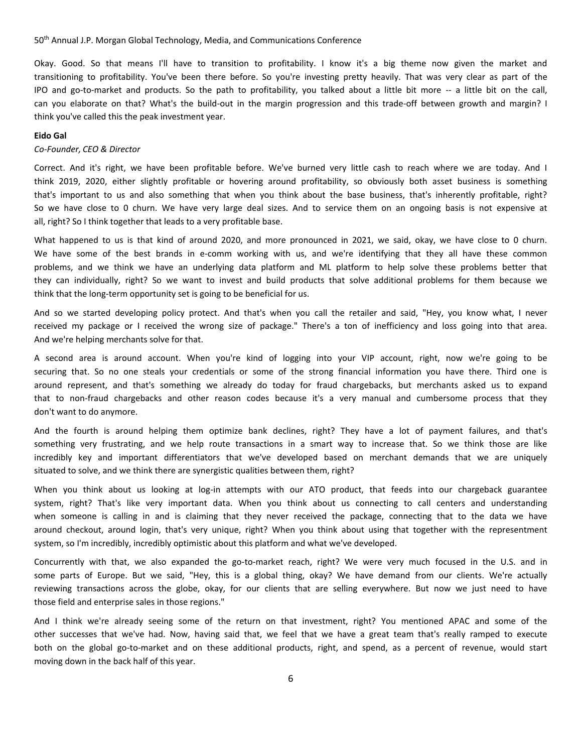Okay. Good. So that means I'll have to transition to profitability. I know it's a big theme now given the market and transitioning to profitability. You've been there before. So you're investing pretty heavily. That was very clear as part of the IPO and go-to-market and products. So the path to profitability, you talked about a little bit more -- a little bit on the call, can you elaborate on that? What's the build-out in the margin progression and this trade-off between growth and margin? I think you've called this the peak investment year.

**Eido Gal**

*Co-Founder, CEO & Director*

Correct. And it's right, we have been profitable before. We've burned very little cash to reach where we are today. And I think 2019, 2020, either slightly profitable or hovering around profitability, so obviously both asset business is something that's important to us and also something that when you think about the base business, that's inherently profitable, right? So we have close to 0 churn. We have very large deal sizes. And to service them on an ongoing basis is not expensive at all, right? So I think together that leads to a very profitable base.

What happened to us is that kind of around 2020, and more pronounced in 2021, we said, okay, we have close to 0 churn. We have some of the best brands in e-comm working with us, and we're identifying that they all have these common problems, and we think we have an underlying data platform and ML platform to help solve these problems better that they can individually, right? So we want to invest and build products that solve additional problems for them because we think that the long-term opportunity set is going to be beneficial for us.

And so we started developing policy protect. And that's when you call the retailer and said, "Hey, you know what, I never received my package or I received the wrong size of package." There's a ton of inefficiency and loss going into that area. And we're helping merchants solve for that.

A second area is around account. When you're kind of logging into your VIP account, right, now we're going to be securing that. So no one steals your credentials or some of the strong financial information you have there. Third one is around represent, and that's something we already do today for fraud chargebacks, but merchants asked us to expand that to non-fraud chargebacks and other reason codes because it's a very manual and cumbersome process that they don't want to do anymore.

And the fourth is around helping them optimize bank declines, right? They have a lot of payment failures, and that's something very frustrating, and we help route transactions in a smart way to increase that. So we think those are like incredibly key and important differentiators that we've developed based on merchant demands that we are uniquely situated to solve, and we think there are synergistic qualities between them, right?

When you think about us looking at log-in attempts with our ATO product, that feeds into our chargeback guarantee system, right? That's like very important data. When you think about us connecting to call centers and understanding when someone is calling in and is claiming that they never received the package, connecting that to the data we have around checkout, around login, that's very unique, right? When you think about using that together with the representment system, so I'm incredibly, incredibly optimistic about this platform and what we've developed.

Concurrently with that, we also expanded the go-to-market reach, right? We were very much focused in the U.S. and in some parts of Europe. But we said, "Hey, this is a global thing, okay? We have demand from our clients. We're actually reviewing transactions across the globe, okay, for our clients that are selling everywhere. But now we just need to have those field and enterprise sales in those regions."

And I think we're already seeing some of the return on that investment, right? You mentioned APAC and some of the other successes that we've had. Now, having said that, we feel that we have a great team that's really ramped to execute both on the global go-to-market and on these additional products, right, and spend, as a percent of revenue, would start moving down in the back half of this year.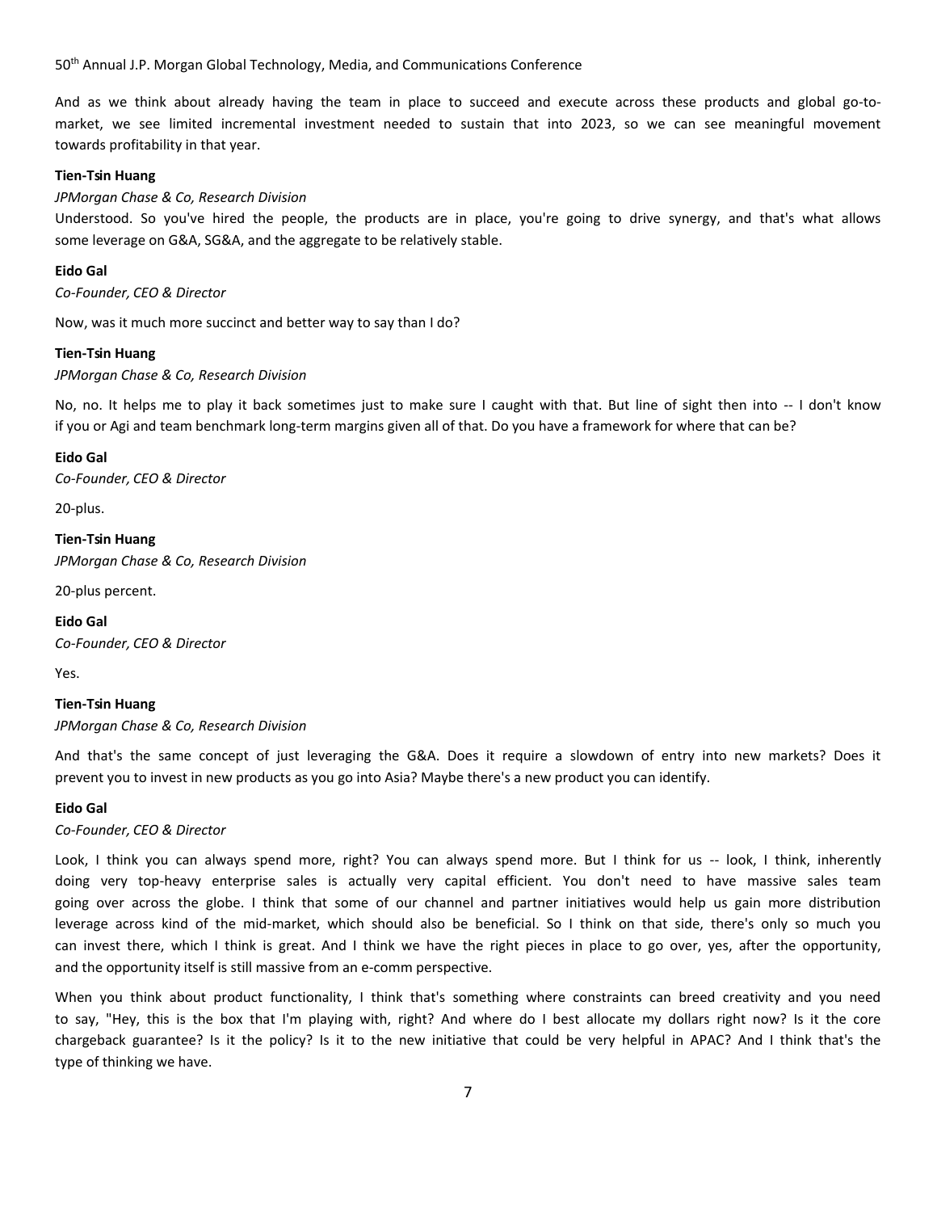And as we think about already having the team in place to succeed and execute across these products and global go-to-market, we see limited incremental investment needed to sustain that into 2023, so we can see meaningful movement towards profitability in that year.

**Tien-Tsin Huang**

*JPMorgan Chase & Co, Research Division*

Understood. So you've hired the people, the products are in place, you're going to drive synergy, and that's what allows some leverage on G&A, SG&A, and the aggregate to be relatively stable.

**Eido Gal**

*Co-Founder, CEO & Director*

Now, was it much more succinct and better way to say than I do?

**Tien-Tsin Huang**

*JPMorgan Chase & Co, Research Division*

No, no. It helps me to play it back sometimes just to make sure I caught with that. But line of sight then into -- I don't know if you or Agi and team benchmark long-term margins given all of that. Do you have a framework for where that can be?

**Eido Gal**

*Co-Founder, CEO & Director*

20-plus.

**Tien-Tsin Huang**

*JPMorgan Chase & Co, Research Division*

20-plus percent.

**Eido Gal**

*Co-Founder, CEO & Director*

Yes.

**Tien-Tsin Huang**

*JPMorgan Chase & Co, Research Division*

And that's the same concept of just leveraging the G&A. Does it require a slowdown of entry into new markets? Does it prevent you to invest in new products as you go into Asia? Maybe there's a new product you can identify.

**Eido Gal**

*Co-Founder, CEO & Director*

Look, I think you can always spend more, right? You can always spend more. But I think for us -- look, I think, inherently doing very top-heavy enterprise sales is actually very capital efficient. You don't need to have massive sales team going over across the globe. I think that some of our channel and partner initiatives would help us gain more distribution leverage across kind of the mid-market, which should also be beneficial. So I think on that side, there's only so much you can invest there, which I think is great. And I think we have the right pieces in place to go over, yes, after the opportunity, and the opportunity itself is still massive from an e-comm perspective.

When you think about product functionality, I think that's something where constraints can breed creativity and you need to say, "Hey, this is the box that I'm playing with, right? And where do I best allocate my dollars right now? Is it the core chargeback guarantee? Is it the policy? Is it to the new initiative that could be very helpful in APAC? And I think that's the type of thinking we have.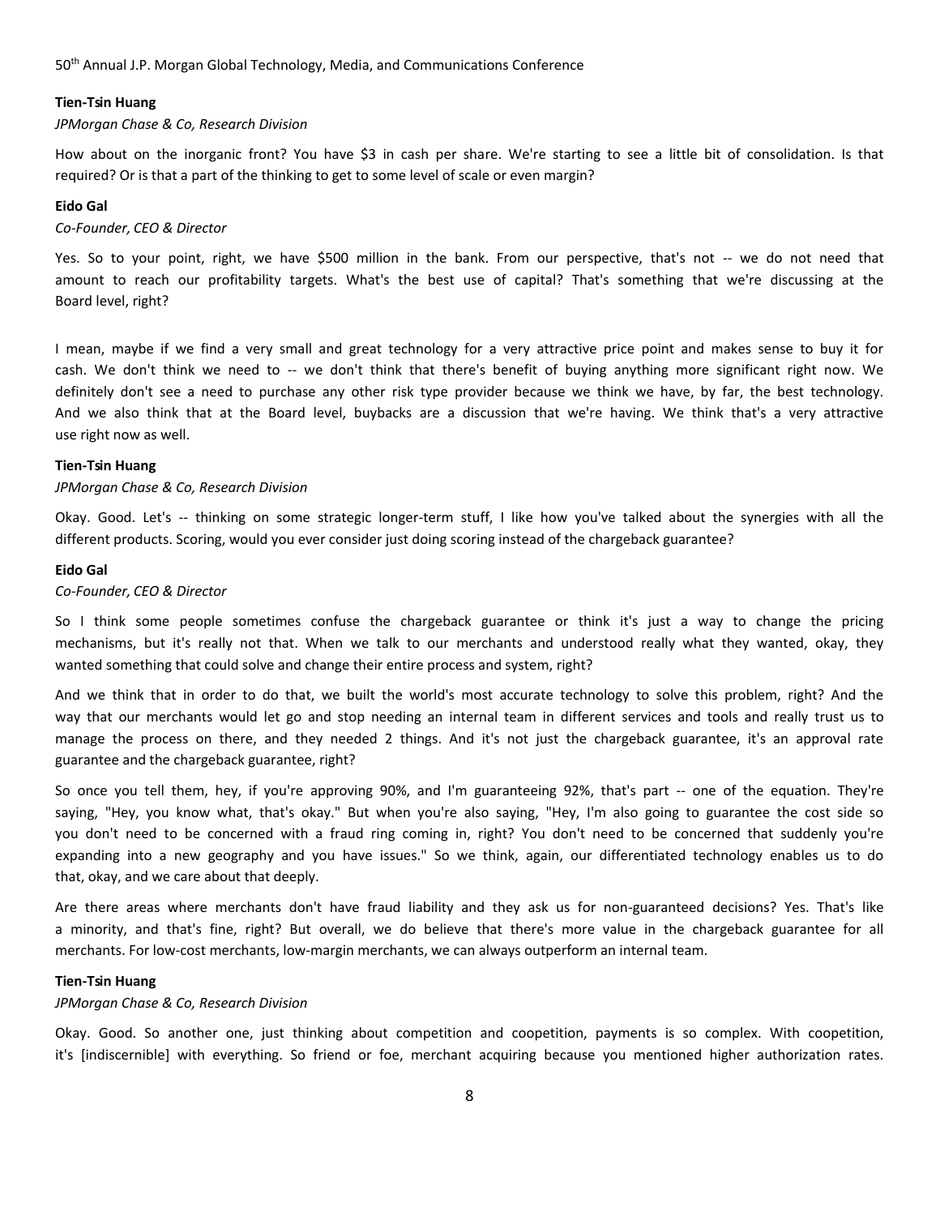**Tien-Tsin Huang**

*JPMorgan Chase & Co, Research Division*

How about on the inorganic front? You have $3 in cash per share. We're starting to see a little bit of consolidation. Is that required? Or is that a part of the thinking to get to some level of scale or even margin?

**Eido Gal**

*Co-Founder, CEO & Director*

Yes. So to your point, right, we have $500 million in the bank. From our perspective, that's not -- we do not need that amount to reach our profitability targets. What's the best use of capital? That's something that we're discussing at the Board level, right?

I mean, maybe if we find a very small and great technology for a very attractive price point and makes sense to buy it for cash. We don't think we need to -- we don't think that there's benefit of buying anything more significant right now. We definitely don't see a need to purchase any other risk type provider because we think we have, by far, the best technology. And we also think that at the Board level, buybacks are a discussion that we're having. We think that's a very attractive use right now as well.

**Tien-Tsin Huang**

*JPMorgan Chase & Co, Research Division*

Okay. Good. Let's -- thinking on some strategic longer-term stuff, I like how you've talked about the synergies with all the different products. Scoring, would you ever consider just doing scoring instead of the chargeback guarantee?

**Eido Gal**

*Co-Founder, CEO & Director*

So I think some people sometimes confuse the chargeback guarantee or think it's just a way to change the pricing mechanisms, but it's really not that. When we talk to our merchants and understood really what they wanted, okay, they wanted something that could solve and change their entire process and system, right?

And we think that in order to do that, we built the world's most accurate technology to solve this problem, right? And the way that our merchants would let go and stop needing an internal team in different services and tools and really trust us to manage the process on there, and they needed 2 things. And it's not just the chargeback guarantee, it's an approval rate guarantee and the chargeback guarantee, right?

So once you tell them, hey, if you're approving 90%, and I'm guaranteeing 92%, that's part -- one of the equation. They're saying, "Hey, you know what, that's okay." But when you're also saying, "Hey, I'm also going to guarantee the cost side so you don't need to be concerned with a fraud ring coming in, right? You don't need to be concerned that suddenly you're expanding into a new geography and you have issues." So we think, again, our differentiated technology enables us to do that, okay, and we care about that deeply.

Are there areas where merchants don't have fraud liability and they ask us for non-guaranteed decisions? Yes. That's like a minority, and that's fine, right? But overall, we do believe that there's more value in the chargeback guarantee for all merchants. For low-cost merchants, low-margin merchants, we can always outperform an internal team.

**Tien-Tsin Huang**

*JPMorgan Chase & Co, Research Division*

Okay. Good. So another one, just thinking about competition and coopetition, payments is so complex. With coopetition, it's [indiscernible] with everything. So friend or foe, merchant acquiring because you mentioned higher authorization rates.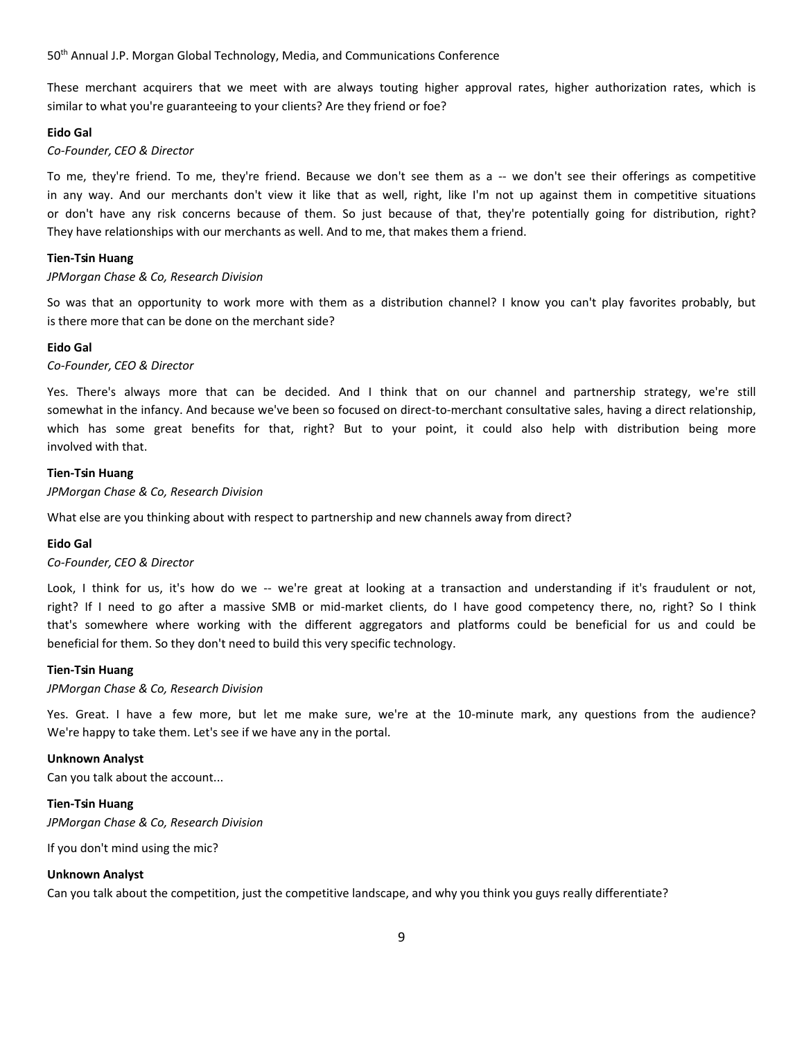These merchant acquirers that we meet with are always touting higher approval rates, higher authorization rates, which is similar to what you're guaranteeing to your clients? Are they friend or foe?

**Eido Gal**
*Co-Founder, CEO & Director*

To me, they're friend. To me, they're friend. Because we don't see them as a -- we don't see their offerings as competitive in any way. And our merchants don't view it like that as well, right, like I'm not up against them in competitive situations or don't have any risk concerns because of them. So just because of that, they're potentially going for distribution, right? They have relationships with our merchants as well. And to me, that makes them a friend.

**Tien-Tsin Huang**
*JPMorgan Chase & Co, Research Division*

So was that an opportunity to work more with them as a distribution channel? I know you can't play favorites probably, but is there more that can be done on the merchant side?

**Eido Gal**
*Co-Founder, CEO & Director*

Yes. There's always more that can be decided. And I think that on our channel and partnership strategy, we're still somewhat in the infancy. And because we've been so focused on direct-to-merchant consultative sales, having a direct relationship, which has some great benefits for that, right? But to your point, it could also help with distribution being more involved with that.

**Tien-Tsin Huang**
*JPMorgan Chase & Co, Research Division*

What else are you thinking about with respect to partnership and new channels away from direct?

**Eido Gal**
*Co-Founder, CEO & Director*

Look, I think for us, it's how do we -- we're great at looking at a transaction and understanding if it's fraudulent or not, right? If I need to go after a massive SMB or mid-market clients, do I have good competency there, no, right? So I think that's somewhere where working with the different aggregators and platforms could be beneficial for us and could be beneficial for them. So they don't need to build this very specific technology.

**Tien-Tsin Huang**
*JPMorgan Chase & Co, Research Division*

Yes. Great. I have a few more, but let me make sure, we're at the 10-minute mark, any questions from the audience? We're happy to take them. Let's see if we have any in the portal.

**Unknown Analyst**

Can you talk about the account...

**Tien-Tsin Huang**
*JPMorgan Chase & Co, Research Division*

If you don't mind using the mic?

**Unknown Analyst**

Can you talk about the competition, just the competitive landscape, and why you think you guys really differentiate?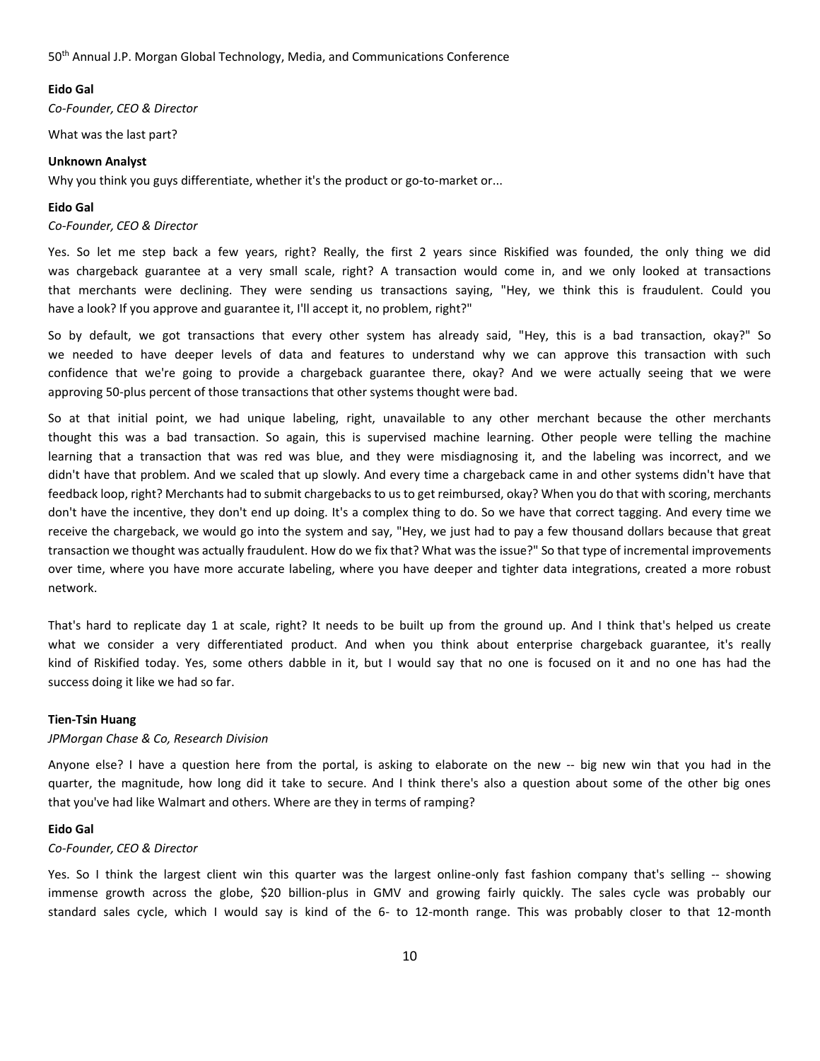**Eido Gal**

*Co-Founder, CEO & Director*

What was the last part?

**Unknown Analyst**

Why you think you guys differentiate, whether it's the product or go-to-market or...

**Eido Gal**

*Co-Founder, CEO & Director*

Yes. So let me step back a few years, right? Really, the first 2 years since Riskified was founded, the only thing we did was chargeback guarantee at a very small scale, right? A transaction would come in, and we only looked at transactions that merchants were declining. They were sending us transactions saying, "Hey, we think this is fraudulent. Could you have a look? If you approve and guarantee it, I'll accept it, no problem, right?"

So by default, we got transactions that every other system has already said, "Hey, this is a bad transaction, okay?" So we needed to have deeper levels of data and features to understand why we can approve this transaction with such confidence that we're going to provide a chargeback guarantee there, okay? And we were actually seeing that we were approving 50-plus percent of those transactions that other systems thought were bad.

So at that initial point, we had unique labeling, right, unavailable to any other merchant because the other merchants thought this was a bad transaction. So again, this is supervised machine learning. Other people were telling the machine learning that a transaction that was red was blue, and they were misdiagnosing it, and the labeling was incorrect, and we didn't have that problem. And we scaled that up slowly. And every time a chargeback came in and other systems didn't have that feedback loop, right? Merchants had to submit chargebacks to us to get reimbursed, okay? When you do that with scoring, merchants don't have the incentive, they don't end up doing. It's a complex thing to do. So we have that correct tagging. And every time we receive the chargeback, we would go into the system and say, "Hey, we just had to pay a few thousand dollars because that great transaction we thought was actually fraudulent. How do we fix that? What was the issue?" So that type of incremental improvements over time, where you have more accurate labeling, where you have deeper and tighter data integrations, created a more robust network.

That's hard to replicate day 1 at scale, right? It needs to be built up from the ground up. And I think that's helped us create what we consider a very differentiated product. And when you think about enterprise chargeback guarantee, it's really kind of Riskified today. Yes, some others dabble in it, but I would say that no one is focused on it and no one has had the success doing it like we had so far.

**Tien-Tsin Huang**

*JPMorgan Chase & Co, Research Division*

Anyone else? I have a question here from the portal, is asking to elaborate on the new -- big new win that you had in the quarter, the magnitude, how long did it take to secure. And I think there's also a question about some of the other big ones that you've had like Walmart and others. Where are they in terms of ramping?

**Eido Gal**

*Co-Founder, CEO & Director*

Yes. So I think the largest client win this quarter was the largest online-only fast fashion company that's selling -- showing immense growth across the globe, $20 billion-plus in GMV and growing fairly quickly. The sales cycle was probably our standard sales cycle, which I would say is kind of the 6- to 12-month range. This was probably closer to that 12-month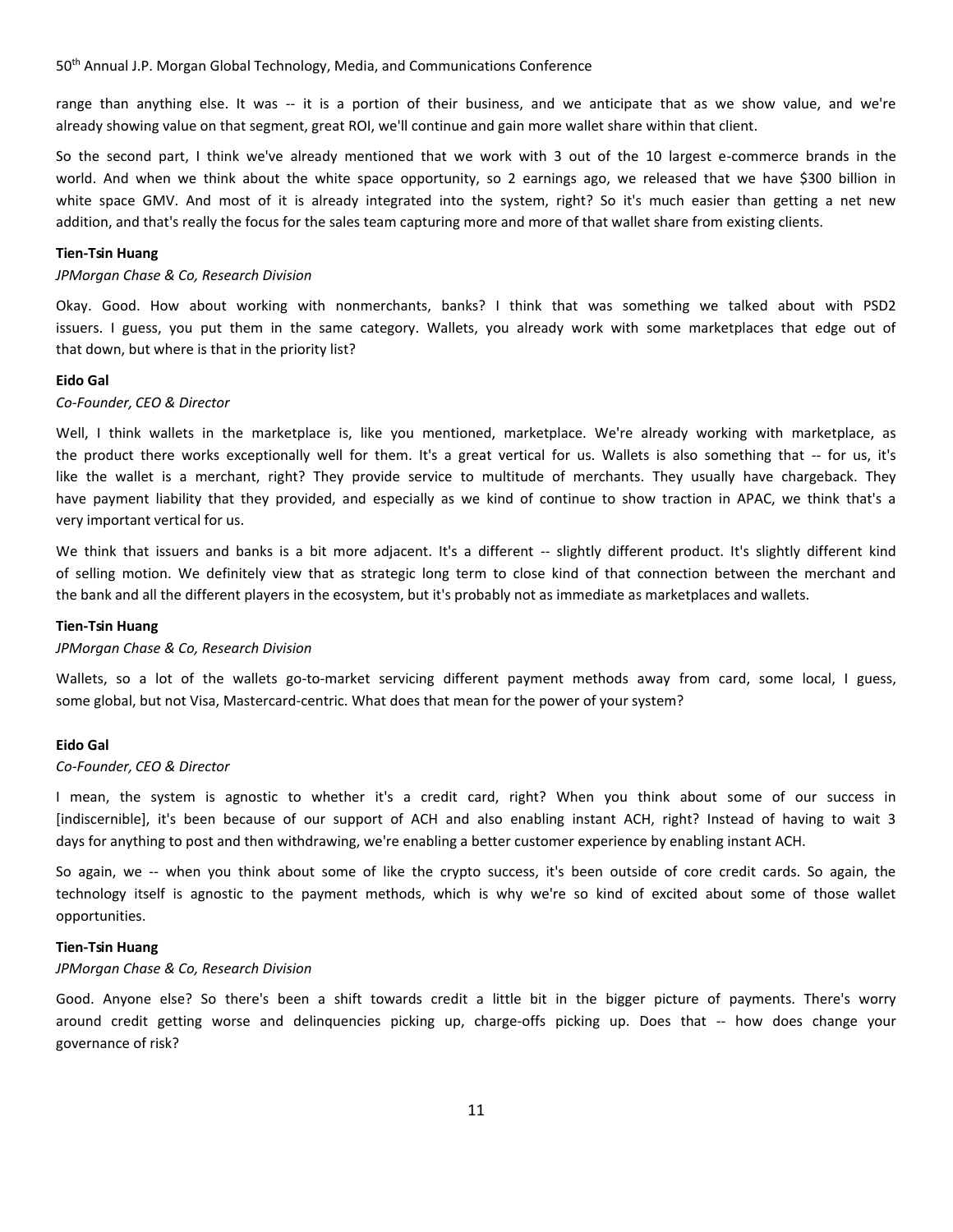range than anything else. It was -- it is a portion of their business, and we anticipate that as we show value, and we're already showing value on that segment, great ROI, we'll continue and gain more wallet share within that client.

So the second part, I think we've already mentioned that we work with 3 out of the 10 largest e-commerce brands in the world. And when we think about the white space opportunity, so 2 earnings ago, we released that we have $300 billion in white space GMV. And most of it is already integrated into the system, right? So it's much easier than getting a net new addition, and that's really the focus for the sales team capturing more and more of that wallet share from existing clients.

**Tien-Tsin Huang**

*JPMorgan Chase & Co, Research Division*

Okay. Good. How about working with nonmerchants, banks? I think that was something we talked about with PSD2 issuers. I guess, you put them in the same category. Wallets, you already work with some marketplaces that edge out of that down, but where is that in the priority list?

**Eido Gal**

*Co-Founder, CEO & Director*

Well, I think wallets in the marketplace is, like you mentioned, marketplace. We're already working with marketplace, as the product there works exceptionally well for them. It's a great vertical for us. Wallets is also something that -- for us, it's like the wallet is a merchant, right? They provide service to multitude of merchants. They usually have chargeback. They have payment liability that they provided, and especially as we kind of continue to show traction in APAC, we think that's a very important vertical for us.

We think that issuers and banks is a bit more adjacent. It's a different -- slightly different product. It's slightly different kind of selling motion. We definitely view that as strategic long term to close kind of that connection between the merchant and the bank and all the different players in the ecosystem, but it's probably not as immediate as marketplaces and wallets.

**Tien-Tsin Huang**

*JPMorgan Chase & Co, Research Division*

Wallets, so a lot of the wallets go-to-market servicing different payment methods away from card, some local, I guess, some global, but not Visa, Mastercard-centric. What does that mean for the power of your system?

**Eido Gal**

*Co-Founder, CEO & Director*

I mean, the system is agnostic to whether it's a credit card, right? When you think about some of our success in [indiscernible], it's been because of our support of ACH and also enabling instant ACH, right? Instead of having to wait 3 days for anything to post and then withdrawing, we're enabling a better customer experience by enabling instant ACH.

So again, we -- when you think about some of like the crypto success, it's been outside of core credit cards. So again, the technology itself is agnostic to the payment methods, which is why we're so kind of excited about some of those wallet opportunities.

**Tien-Tsin Huang**

*JPMorgan Chase & Co, Research Division*

Good. Anyone else? So there's been a shift towards credit a little bit in the bigger picture of payments. There's worry around credit getting worse and delinquencies picking up, charge-offs picking up. Does that -- how does change your governance of risk?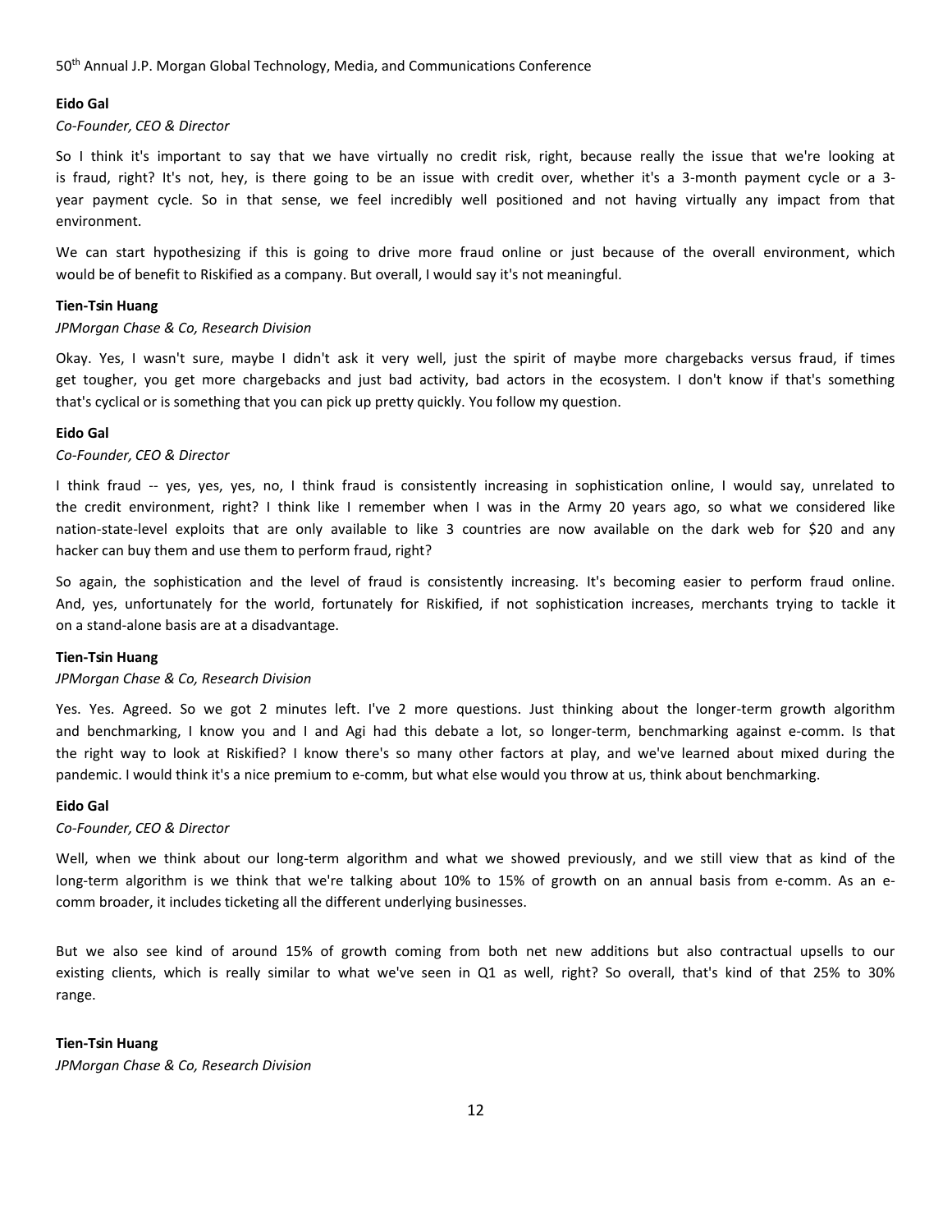**Eido Gal**

*Co-Founder, CEO & Director*

So I think it's important to say that we have virtually no credit risk, right, because really the issue that we're looking at is fraud, right? It's not, hey, is there going to be an issue with credit over, whether it's a 3-month payment cycle or a 3-year payment cycle. So in that sense, we feel incredibly well positioned and not having virtually any impact from that environment.

We can start hypothesizing if this is going to drive more fraud online or just because of the overall environment, which would be of benefit to Riskified as a company. But overall, I would say it's not meaningful.

**Tien-Tsin Huang**

*JPMorgan Chase & Co, Research Division*

Okay. Yes, I wasn't sure, maybe I didn't ask it very well, just the spirit of maybe more chargebacks versus fraud, if times get tougher, you get more chargebacks and just bad activity, bad actors in the ecosystem. I don't know if that's something that's cyclical or is something that you can pick up pretty quickly. You follow my question.

**Eido Gal**

*Co-Founder, CEO & Director*

I think fraud -- yes, yes, yes, no, I think fraud is consistently increasing in sophistication online, I would say, unrelated to the credit environment, right? I think like I remember when I was in the Army 20 years ago, so what we considered like nation-state-level exploits that are only available to like 3 countries are now available on the dark web for $20 and any hacker can buy them and use them to perform fraud, right?

So again, the sophistication and the level of fraud is consistently increasing. It's becoming easier to perform fraud online. And, yes, unfortunately for the world, fortunately for Riskified, if not sophistication increases, merchants trying to tackle it on a stand-alone basis are at a disadvantage.

**Tien-Tsin Huang**

*JPMorgan Chase & Co, Research Division*

Yes. Yes. Agreed. So we got 2 minutes left. I've 2 more questions. Just thinking about the longer-term growth algorithm and benchmarking, I know you and I and Agi had this debate a lot, so longer-term, benchmarking against e-comm. Is that the right way to look at Riskified? I know there's so many other factors at play, and we've learned about mixed during the pandemic. I would think it's a nice premium to e-comm, but what else would you throw at us, think about benchmarking.

**Eido Gal**

*Co-Founder, CEO & Director*

Well, when we think about our long-term algorithm and what we showed previously, and we still view that as kind of the long-term algorithm is we think that we're talking about 10% to 15% of growth on an annual basis from e-comm. As an e-comm broader, it includes ticketing all the different underlying businesses.

But we also see kind of around 15% of growth coming from both net new additions but also contractual upsells to our existing clients, which is really similar to what we've seen in Q1 as well, right? So overall, that's kind of that 25% to 30% range.

**Tien-Tsin Huang**

*JPMorgan Chase & Co, Research Division*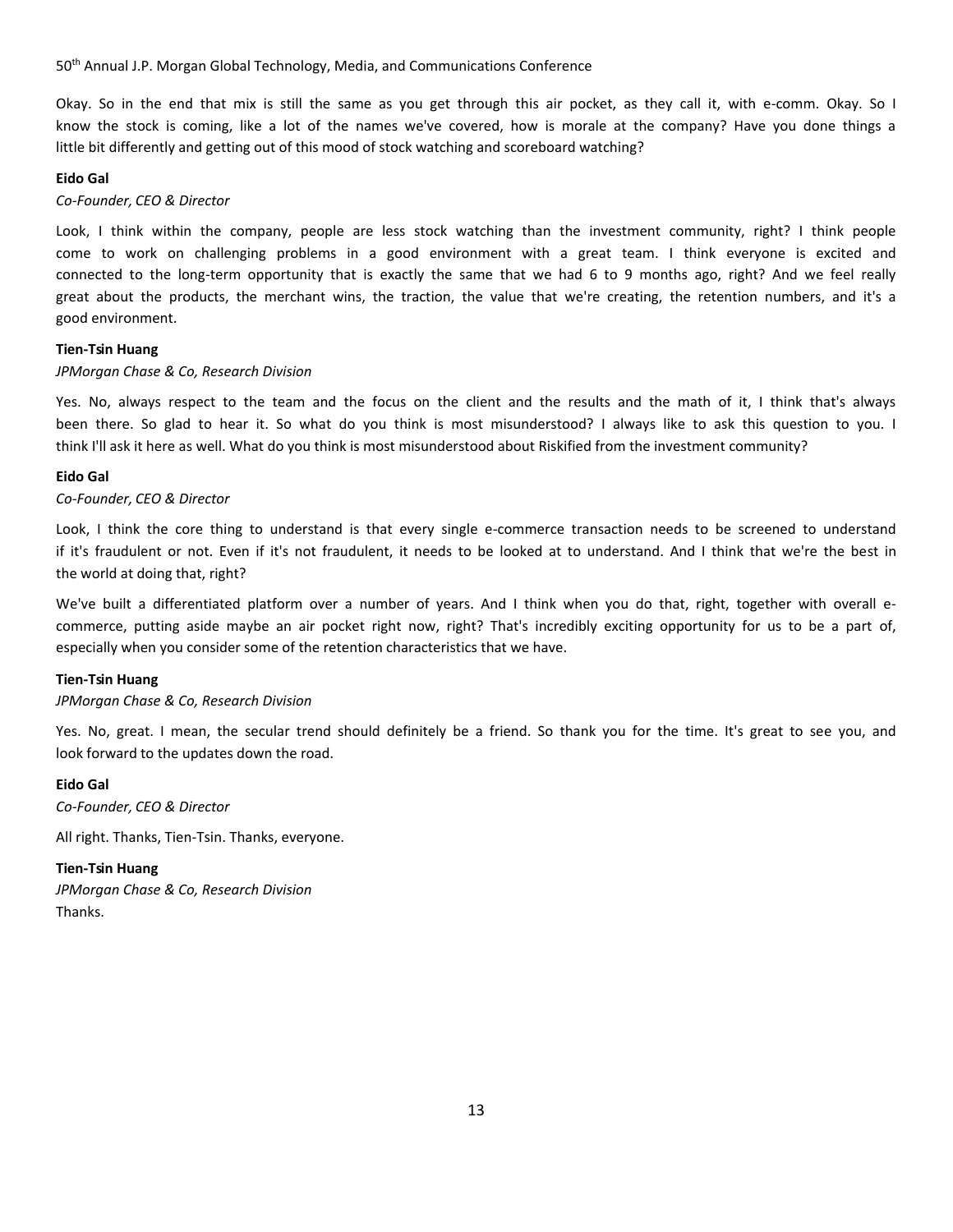Okay. So in the end that mix is still the same as you get through this air pocket, as they call it, with e-comm. Okay. So I know the stock is coming, like a lot of the names we've covered, how is morale at the company? Have you done things a little bit differently and getting out of this mood of stock watching and scoreboard watching?

**Eido Gal**

*Co-Founder, CEO & Director*

Look, I think within the company, people are less stock watching than the investment community, right? I think people come to work on challenging problems in a good environment with a great team. I think everyone is excited and connected to the long-term opportunity that is exactly the same that we had 6 to 9 months ago, right? And we feel really great about the products, the merchant wins, the traction, the value that we're creating, the retention numbers, and it's a good environment.

**Tien-Tsin Huang**

*JPMorgan Chase & Co, Research Division*

Yes. No, always respect to the team and the focus on the client and the results and the math of it, I think that's always been there. So glad to hear it. So what do you think is most misunderstood? I always like to ask this question to you. I think I'll ask it here as well. What do you think is most misunderstood about Riskified from the investment community?

**Eido Gal**

*Co-Founder, CEO & Director*

Look, I think the core thing to understand is that every single e-commerce transaction needs to be screened to understand if it's fraudulent or not. Even if it's not fraudulent, it needs to be looked at to understand. And I think that we're the best in the world at doing that, right?

We've built a differentiated platform over a number of years. And I think when you do that, right, together with overall e-commerce, putting aside maybe an air pocket right now, right? That's incredibly exciting opportunity for us to be a part of, especially when you consider some of the retention characteristics that we have.

**Tien-Tsin Huang**

*JPMorgan Chase & Co, Research Division*

Yes. No, great. I mean, the secular trend should definitely be a friend. So thank you for the time. It's great to see you, and look forward to the updates down the road.

**Eido Gal**

*Co-Founder, CEO & Director*

All right. Thanks, Tien-Tsin. Thanks, everyone.

**Tien-Tsin Huang**

*JPMorgan Chase & Co, Research Division*

Thanks.